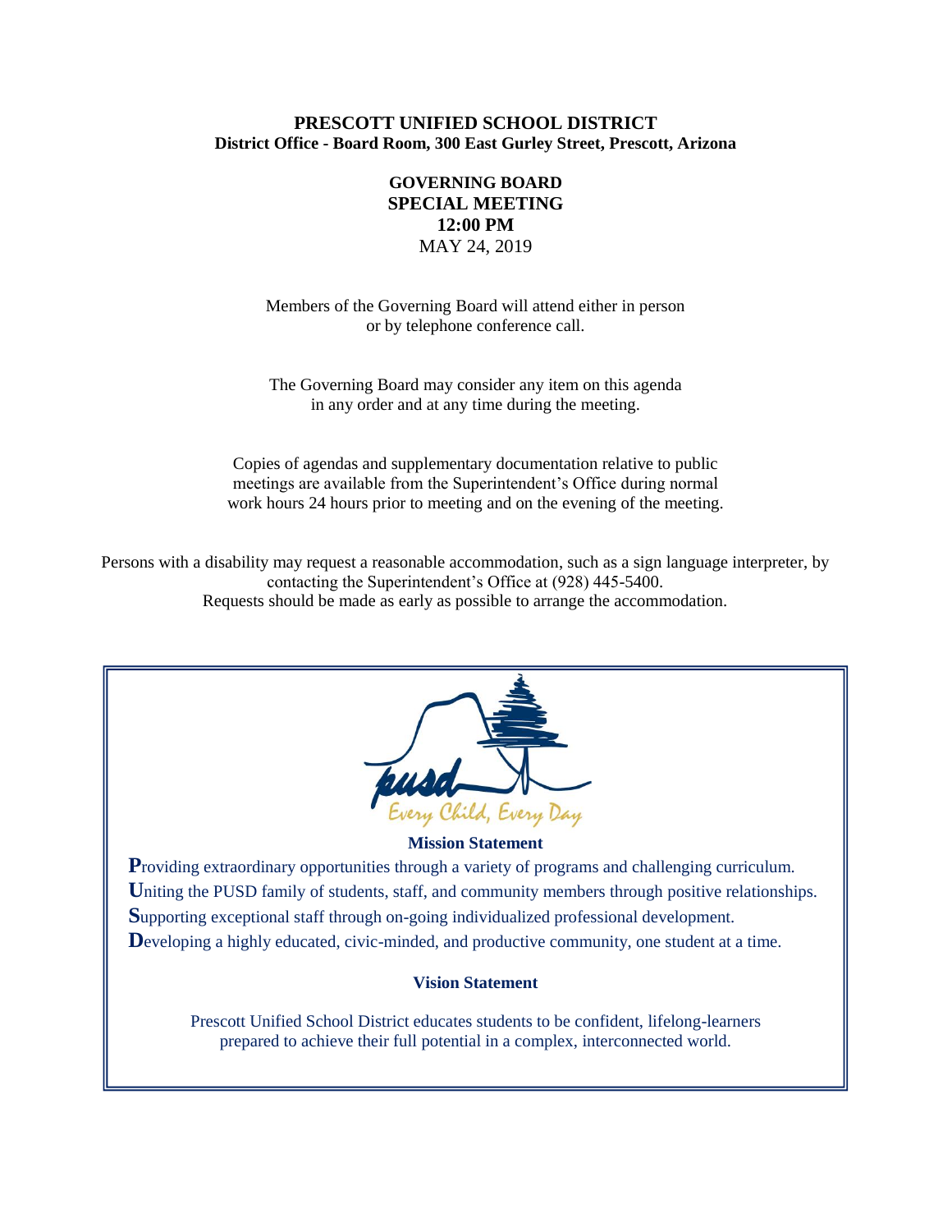**PRESCOTT UNIFIED SCHOOL DISTRICT**
**District Office - Board Room, 300 East Gurley Street, Prescott, Arizona**

**GOVERNING BOARD**
**SPECIAL MEETING**
**12:00 PM**
MAY 24, 2019

Members of the Governing Board will attend either in person or by telephone conference call.

The Governing Board may consider any item on this agenda in any order and at any time during the meeting.

Copies of agendas and supplementary documentation relative to public meetings are available from the Superintendent's Office during normal work hours 24 hours prior to meeting and on the evening of the meeting.

Persons with a disability may request a reasonable accommodation, such as a sign language interpreter, by contacting the Superintendent's Office at (928) 445-5400.
Requests should be made as early as possible to arrange the accommodation.

pusd
Every Child, Every Day

**Mission Statement**

**P**roviding extraordinary opportunities through a variety of programs and challenging curriculum.
**U**niting the PUSD family of students, staff, and community members through positive relationships.
**S**upporting exceptional staff through on-going individualized professional development.
**D**eveloping a highly educated, civic-minded, and productive community, one student at a time.

**Vision Statement**

Prescott Unified School District educates students to be confident, lifelong-learners prepared to achieve their full potential in a complex, interconnected world.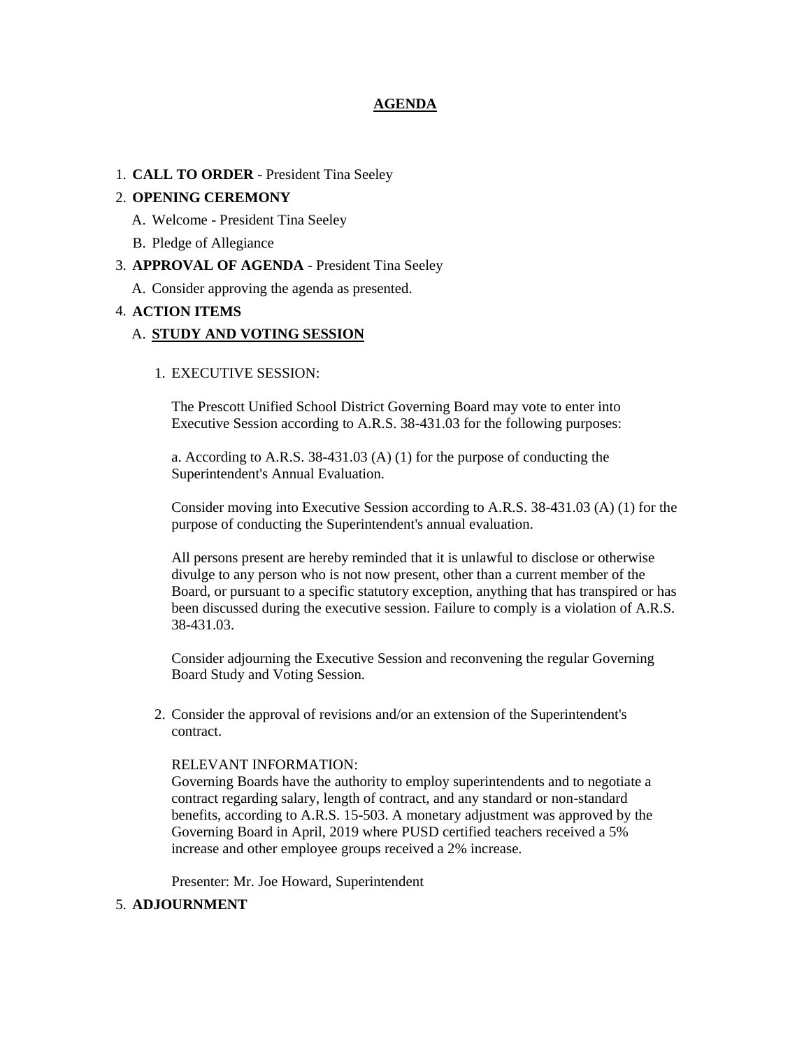# AGENDA

1. **CALL TO ORDER** - President Tina Seeley
2. **OPENING CEREMONY**
   - A. Welcome - President Tina Seeley
   - B. Pledge of Allegiance
3. **APPROVAL OF AGENDA** - President Tina Seeley
   - A. Consider approving the agenda as presented.
4. **ACTION ITEMS**
   - A. **STUDY AND VOTING SESSION**

     1. EXECUTIVE SESSION:

        The Prescott Unified School District Governing Board may vote to enter into Executive Session according to A.R.S. 38-431.03 for the following purposes:

        a. According to A.R.S. 38-431.03 (A) (1) for the purpose of conducting the Superintendent's Annual Evaluation.

        Consider moving into Executive Session according to A.R.S. 38-431.03 (A) (1) for the purpose of conducting the Superintendent's annual evaluation.

        All persons present are hereby reminded that it is unlawful to disclose or otherwise divulge to any person who is not now present, other than a current member of the Board, or pursuant to a specific statutory exception, anything that has transpired or has been discussed during the executive session. Failure to comply is a violation of A.R.S. 38-431.03.

        Consider adjourning the Executive Session and reconvening the regular Governing Board Study and Voting Session.

     2. Consider the approval of revisions and/or an extension of the Superintendent's contract.

        RELEVANT INFORMATION:
        Governing Boards have the authority to employ superintendents and to negotiate a contract regarding salary, length of contract, and any standard or non-standard benefits, according to A.R.S. 15-503. A monetary adjustment was approved by the Governing Board in April, 2019 where PUSD certified teachers received a 5% increase and other employee groups received a 2% increase.

        Presenter: Mr. Joe Howard, Superintendent
5. **ADJOURNMENT**